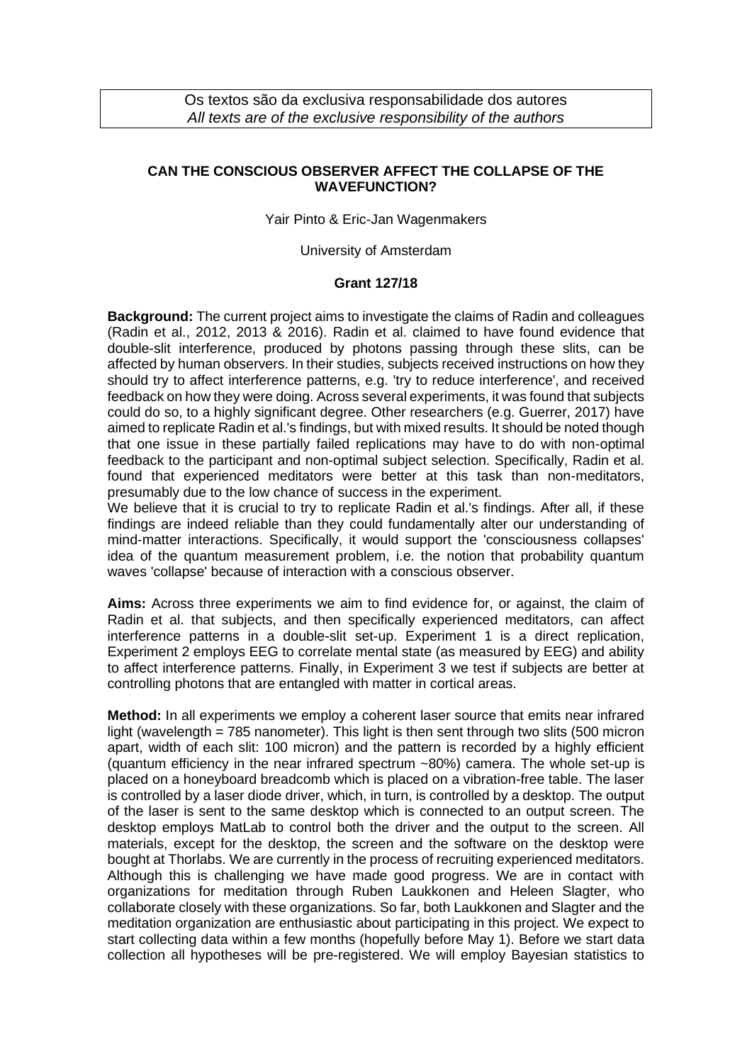Os textos são da exclusiva responsabilidade dos autores
*All texts are of the exclusive responsibility of the authors*

**CAN THE CONSCIOUS OBSERVER AFFECT THE COLLAPSE OF THE WAVEFUNCTION?**

Yair Pinto & Eric-Jan Wagenmakers

University of Amsterdam

**Grant 127/18**

**Background:** The current project aims to investigate the claims of Radin and colleagues (Radin et al., 2012, 2013 & 2016). Radin et al. claimed to have found evidence that double-slit interference, produced by photons passing through these slits, can be affected by human observers. In their studies, subjects received instructions on how they should try to affect interference patterns, e.g. 'try to reduce interference', and received feedback on how they were doing. Across several experiments, it was found that subjects could do so, to a highly significant degree. Other researchers (e.g. Guerrer, 2017) have aimed to replicate Radin et al.'s findings, but with mixed results. It should be noted though that one issue in these partially failed replications may have to do with non-optimal feedback to the participant and non-optimal subject selection. Specifically, Radin et al. found that experienced meditators were better at this task than non-meditators, presumably due to the low chance of success in the experiment.
We believe that it is crucial to try to replicate Radin et al.'s findings. After all, if these findings are indeed reliable than they could fundamentally alter our understanding of mind-matter interactions. Specifically, it would support the 'consciousness collapses' idea of the quantum measurement problem, i.e. the notion that probability quantum waves 'collapse' because of interaction with a conscious observer.

**Aims:** Across three experiments we aim to find evidence for, or against, the claim of Radin et al. that subjects, and then specifically experienced meditators, can affect interference patterns in a double-slit set-up. Experiment 1 is a direct replication, Experiment 2 employs EEG to correlate mental state (as measured by EEG) and ability to affect interference patterns. Finally, in Experiment 3 we test if subjects are better at controlling photons that are entangled with matter in cortical areas.

**Method:** In all experiments we employ a coherent laser source that emits near infrared light (wavelength = 785 nanometer). This light is then sent through two slits (500 micron apart, width of each slit: 100 micron) and the pattern is recorded by a highly efficient (quantum efficiency in the near infrared spectrum ~80%) camera. The whole set-up is placed on a honeyboard breadcomb which is placed on a vibration-free table. The laser is controlled by a laser diode driver, which, in turn, is controlled by a desktop. The output of the laser is sent to the same desktop which is connected to an output screen. The desktop employs MatLab to control both the driver and the output to the screen. All materials, except for the desktop, the screen and the software on the desktop were bought at Thorlabs. We are currently in the process of recruiting experienced meditators. Although this is challenging we have made good progress. We are in contact with organizations for meditation through Ruben Laukkonen and Heleen Slagter, who collaborate closely with these organizations. So far, both Laukkonen and Slagter and the meditation organization are enthusiastic about participating in this project. We expect to start collecting data within a few months (hopefully before May 1). Before we start data collection all hypotheses will be pre-registered. We will employ Bayesian statistics to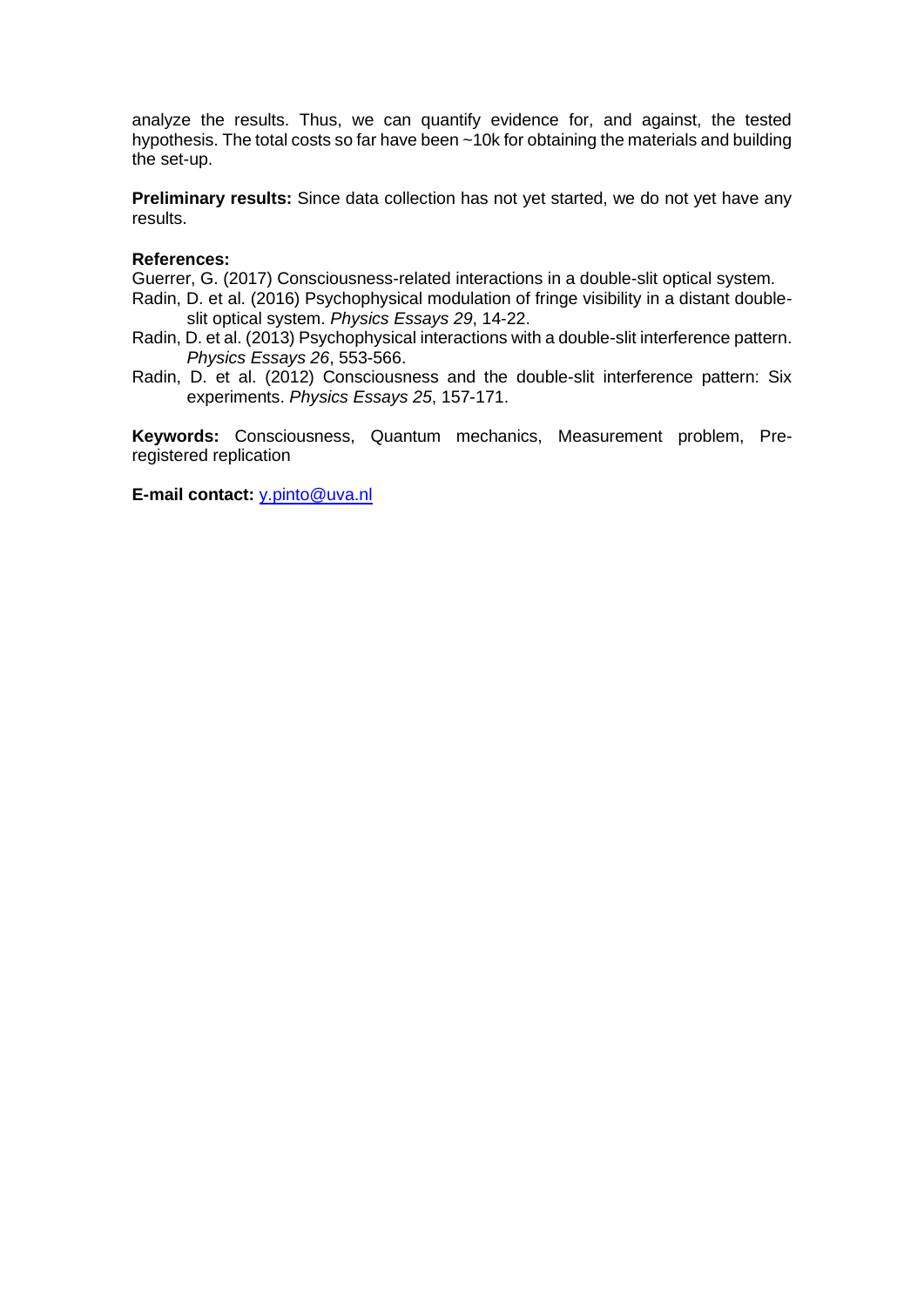analyze the results. Thus, we can quantify evidence for, and against, the tested hypothesis. The total costs so far have been ~10k for obtaining the materials and building the set-up.

**Preliminary results:** Since data collection has not yet started, we do not yet have any results.

**References:**

Guerrer, G. (2017) Consciousness-related interactions in a double-slit optical system.

Radin, D. et al. (2016) Psychophysical modulation of fringe visibility in a distant double-slit optical system. *Physics Essays 29*, 14-22.

Radin, D. et al. (2013) Psychophysical interactions with a double-slit interference pattern. *Physics Essays 26*, 553-566.

Radin, D. et al. (2012) Consciousness and the double-slit interference pattern: Six experiments. *Physics Essays 25*, 157-171.

**Keywords:** Consciousness, Quantum mechanics, Measurement problem, Pre-registered replication

**E-mail contact:** y.pinto@uva.nl